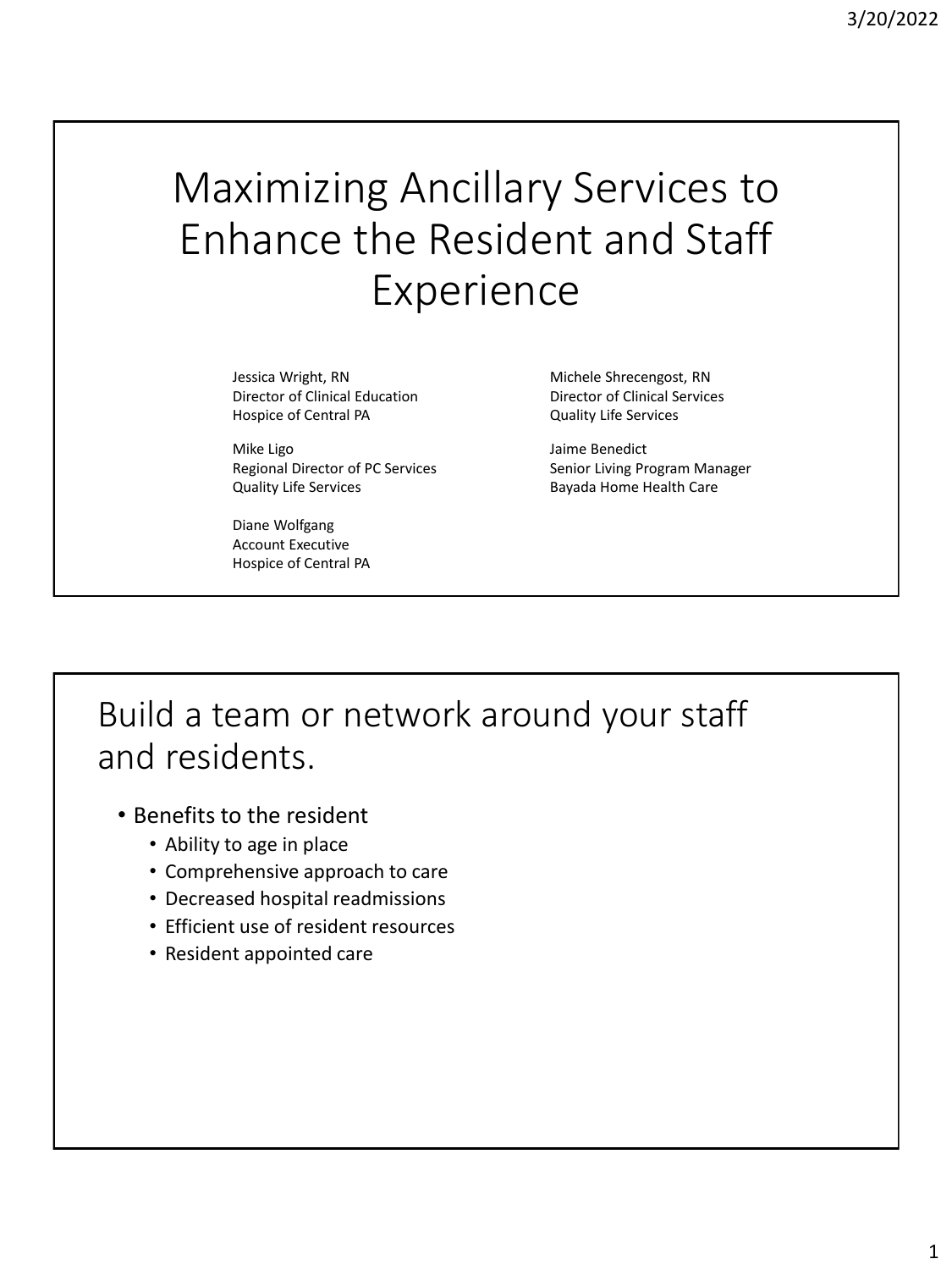# Maximizing Ancillary Services to Enhance the Resident and Staff Experience

Jessica Wright, RN
Director of Clinical Education
Hospice of Central PA

Mike Ligo
Regional Director of PC Services
Quality Life Services

Diane Wolfgang
Account Executive
Hospice of Central PA

Michele Shrecengost, RN
Director of Clinical Services
Quality Life Services

Jaime Benedict
Senior Living Program Manager
Bayada Home Health Care

## Build a team or network around your staff and residents.

- Benefits to the resident
  - Ability to age in place
  - Comprehensive approach to care
  - Decreased hospital readmissions
  - Efficient use of resident resources
  - Resident appointed care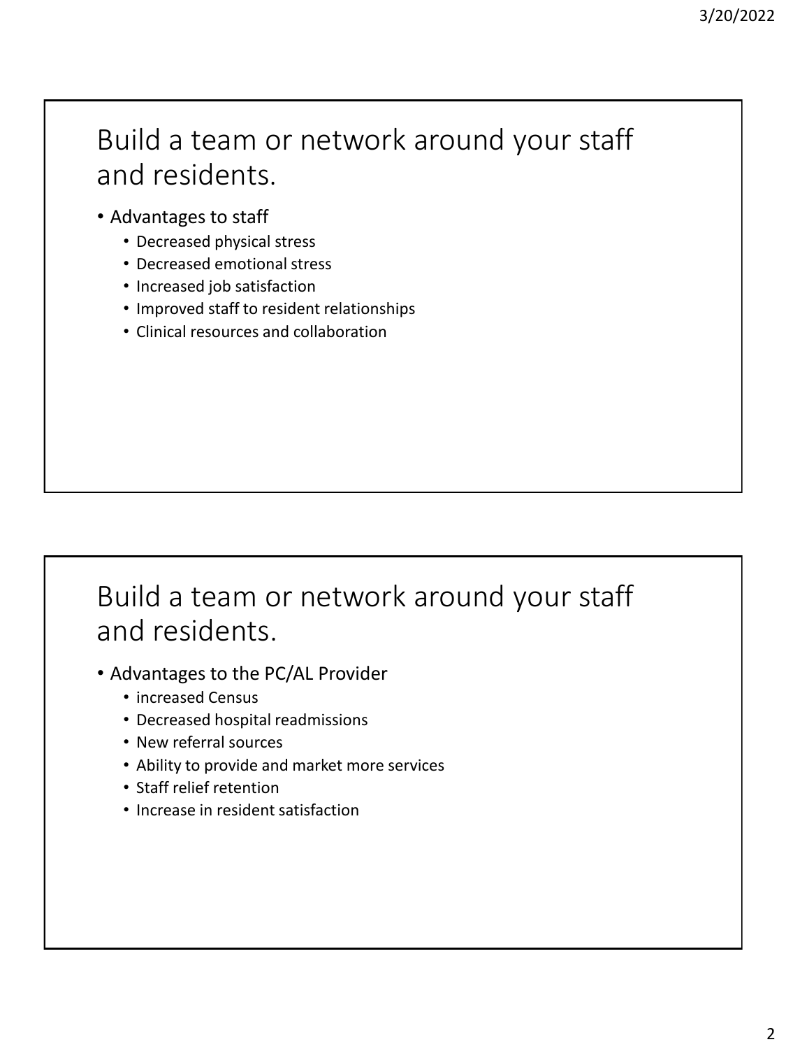## Build a team or network around your staff and residents.

- Advantages to staff
  - Decreased physical stress
  - Decreased emotional stress
  - Increased job satisfaction
  - Improved staff to resident relationships
  - Clinical resources and collaboration

## Build a team or network around your staff and residents.

- Advantages to the PC/AL Provider
  - increased Census
  - Decreased hospital readmissions
  - New referral sources
  - Ability to provide and market more services
  - Staff relief retention
  - Increase in resident satisfaction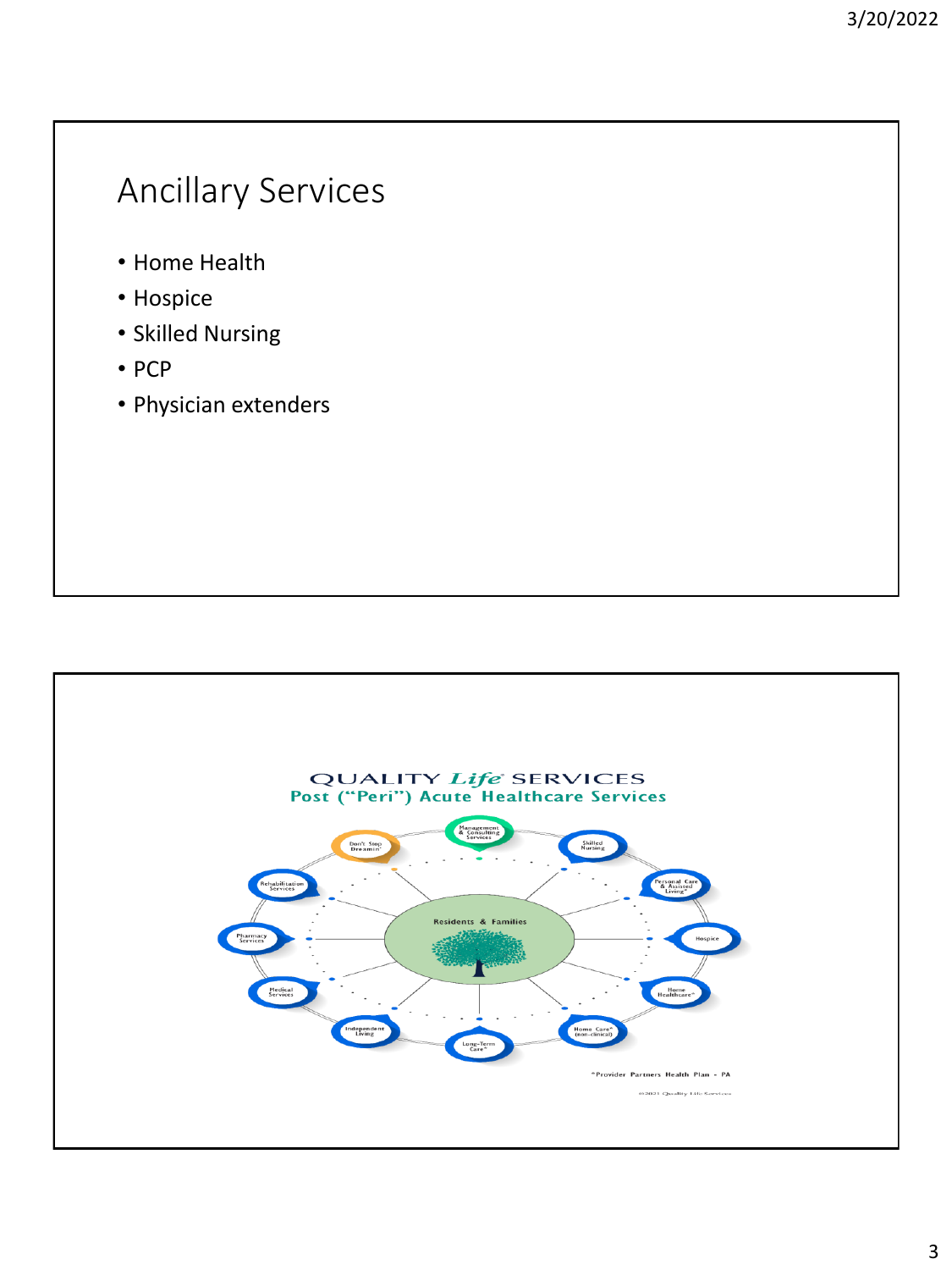## Ancillary Services

- Home Health
- Hospice
- Skilled Nursing
- PCP
- Physician extenders

QUALITY *Life* SERVICES

Post ("Peri") Acute Healthcare Services

Residents & Families

- Management & Consulting Services
- Skilled Nursing
- Personal Care & Assisted Living*
- Hospice
- Home Healthcare*
- Home Care* (non-clinical)
- Long-Term Care*
- Independent Living
- Medical Services
- Pharmacy Services
- Rehabilitation Services
- Don't Stop Dreamin'

*Provider Partners Health Plan - PA

©2021 Quality Life Services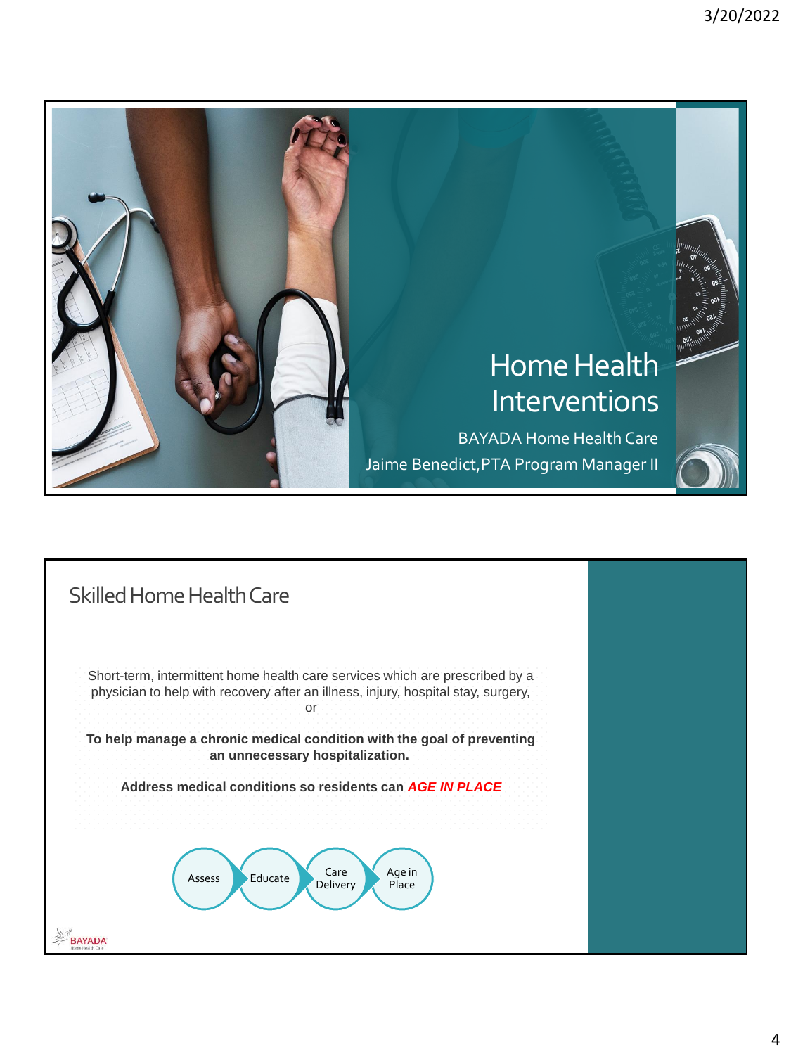# Home Health Interventions

BAYADA Home Health Care

Jaime Benedict,PTA Program Manager II

## Skilled Home Health Care

Short-term, intermittent home health care services which are prescribed by a physician to help with recovery after an illness, injury, hospital stay, surgery, or

**To help manage a chronic medical condition with the goal of preventing an unnecessary hospitalization.**

**Address medical conditions so residents can *AGE IN PLACE***

Assess → Educate → Care Delivery → Age in Place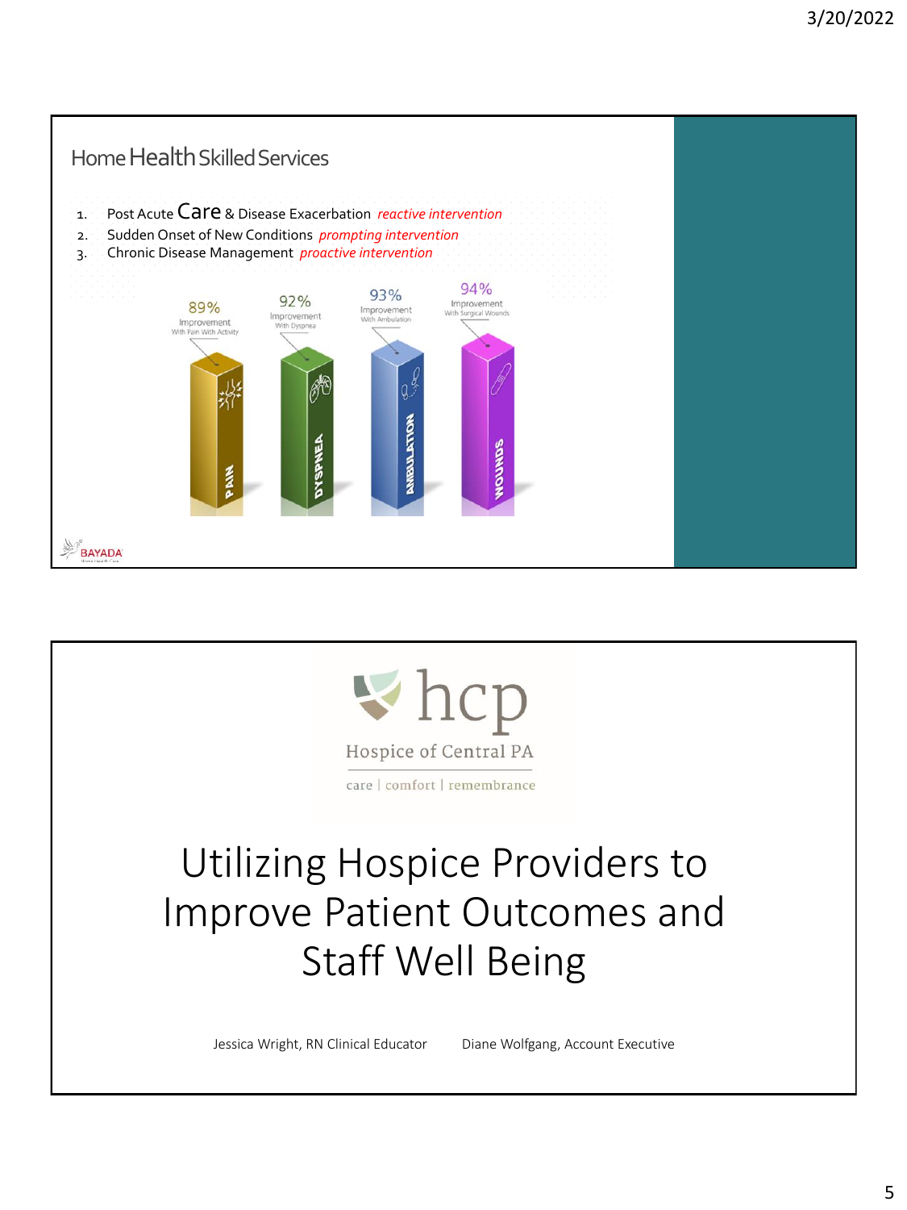## Home Health Skilled Services

1. Post Acute Care & Disease Exacerbation *reactive intervention*
2. Sudden Onset of New Conditions *prompting intervention*
3. Chronic Disease Management *proactive intervention*

89% Improvement With Pain With Activity — PAIN

92% Improvement With Dyspnea — DYSPNEA

93% Improvement With Ambulation — AMBULATION

94% Improvement With Surgical Wounds — WOUNDS

BAYADA

---

hcp

Hospice of Central PA

care | comfort | remembrance

# Utilizing Hospice Providers to Improve Patient Outcomes and Staff Well Being

Jessica Wright, RN Clinical Educator    Diane Wolfgang, Account Executive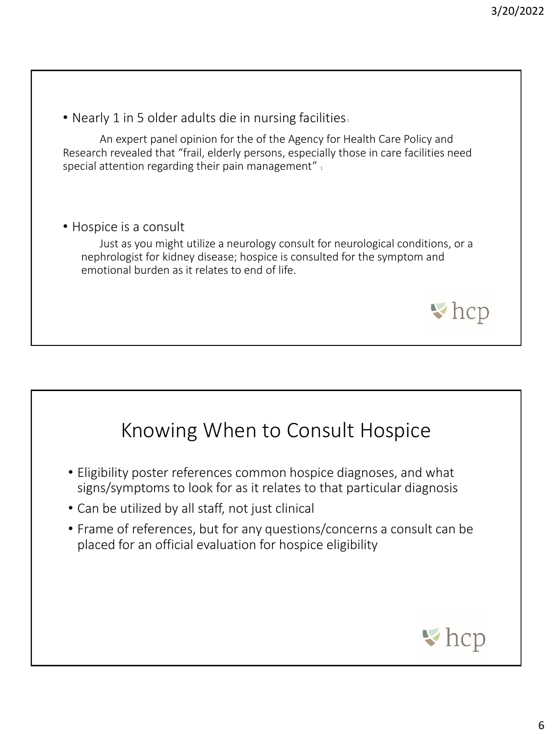- Nearly 1 in 5 older adults die in nursing facilities[1]

  An expert panel opinion for the of the Agency for Health Care Policy and Research revealed that "frail, elderly persons, especially those in care facilities need special attention regarding their pain management" [1]

- Hospice is a consult

  Just as you might utilize a neurology consult for neurological conditions, or a nephrologist for kidney disease; hospice is consulted for the symptom and emotional burden as it relates to end of life.

# Knowing When to Consult Hospice

- Eligibility poster references common hospice diagnoses, and what signs/symptoms to look for as it relates to that particular diagnosis
- Can be utilized by all staff, not just clinical
- Frame of references, but for any questions/concerns a consult can be placed for an official evaluation for hospice eligibility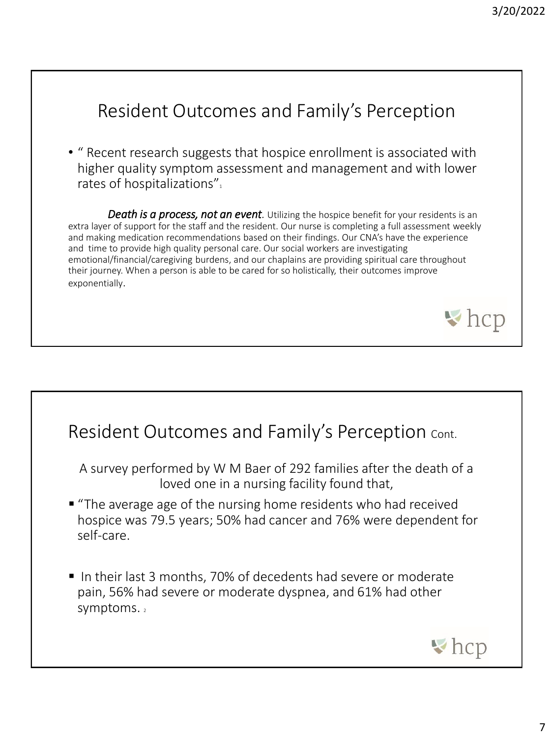## Resident Outcomes and Family's Perception

- " Recent research suggests that hospice enrollment is associated with higher quality symptom assessment and management and with lower rates of hospitalizations"[1]

***Death is a process, not an event***. Utilizing the hospice benefit for your residents is an extra layer of support for the staff and the resident. Our nurse is completing a full assessment weekly and making medication recommendations based on their findings. Our CNA's have the experience and time to provide high quality personal care. Our social workers are investigating emotional/financial/caregiving burdens, and our chaplains are providing spiritual care throughout their journey. When a person is able to be cared for so holistically, their outcomes improve exponentially.

hcp

## Resident Outcomes and Family's Perception Cont.

A survey performed by W M Baer of 292 families after the death of a loved one in a nursing facility found that,

- "The average age of the nursing home residents who had received hospice was 79.5 years; 50% had cancer and 76% were dependent for self-care.
- In their last 3 months, 70% of decedents had severe or moderate pain, 56% had severe or moderate dyspnea, and 61% had other symptoms. [2]

hcp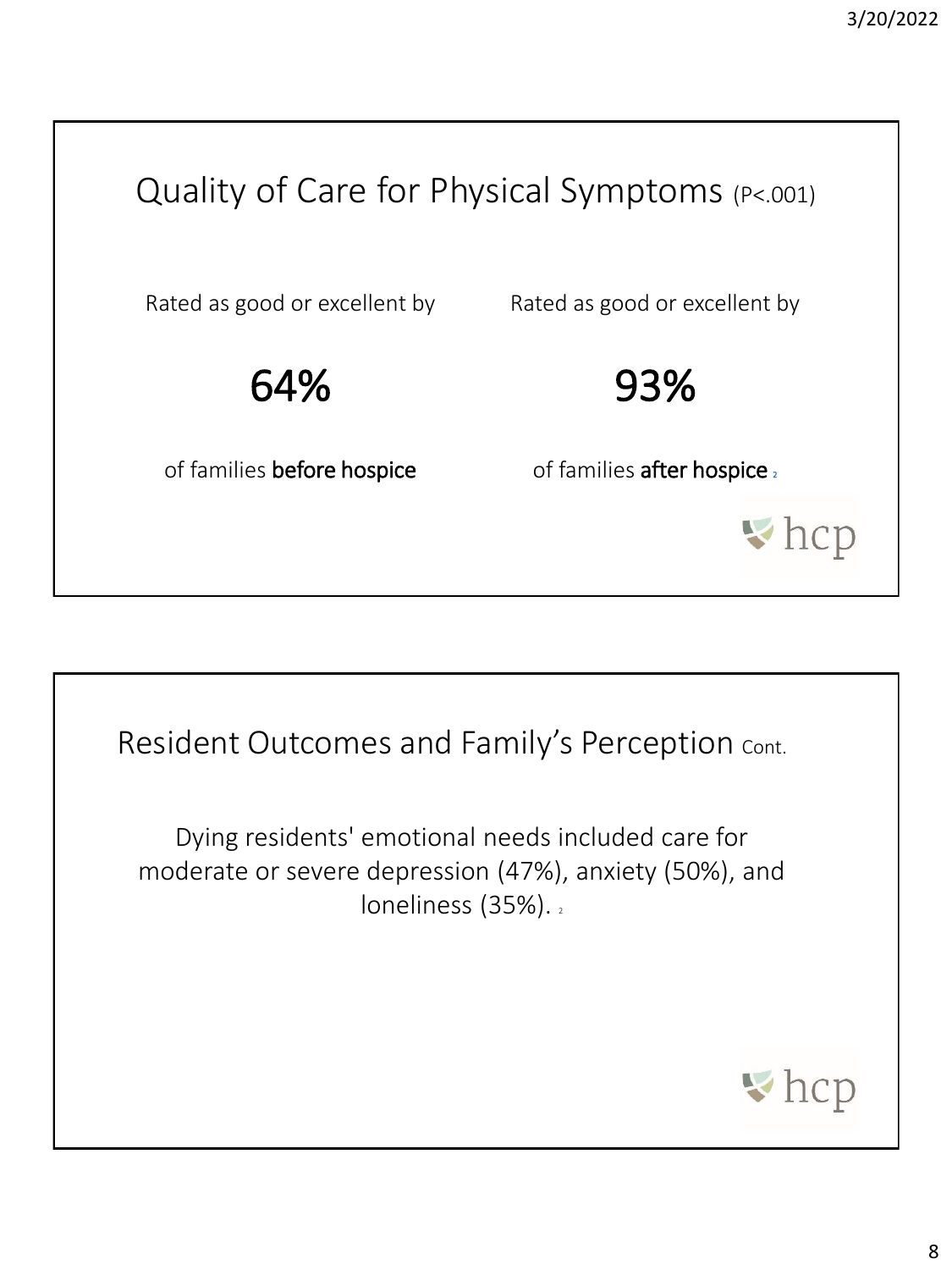## Quality of Care for Physical Symptoms (P<.001)

Rated as good or excellent by

**64%**

of families **before hospice**

Rated as good or excellent by

**93%**

of families **after hospice** [2]

hcp

## Resident Outcomes and Family's Perception Cont.

Dying residents' emotional needs included care for moderate or severe depression (47%), anxiety (50%), and loneliness (35%). [2]

hcp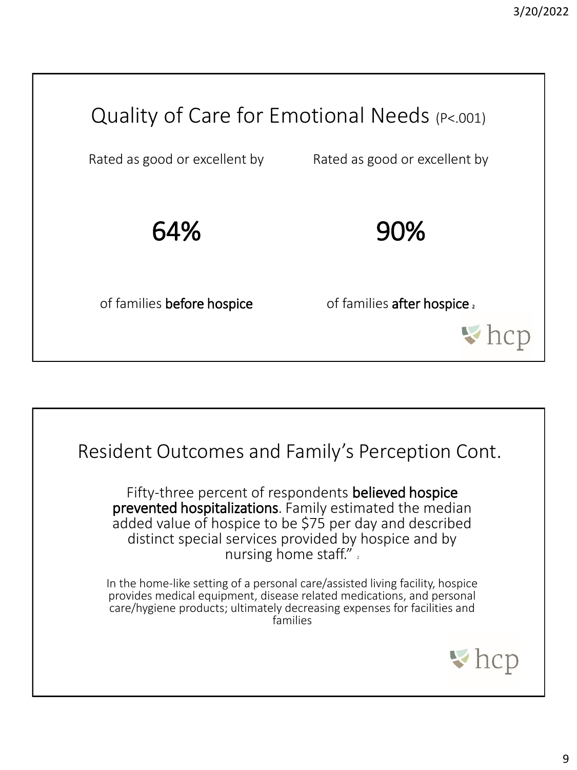## Quality of Care for Emotional Needs ($P<.001$)

Rated as good or excellent by

# 64%

of families **before hospice**

Rated as good or excellent by

# 90%

of families **after hospice** [2]

## Resident Outcomes and Family's Perception Cont.

Fifty-three percent of respondents **believed hospice prevented hospitalizations**. Family estimated the median added value of hospice to be $75 per day and described distinct special services provided by hospice and by nursing home staff." [2]

In the home-like setting of a personal care/assisted living facility, hospice provides medical equipment, disease related medications, and personal care/hygiene products; ultimately decreasing expenses for facilities and families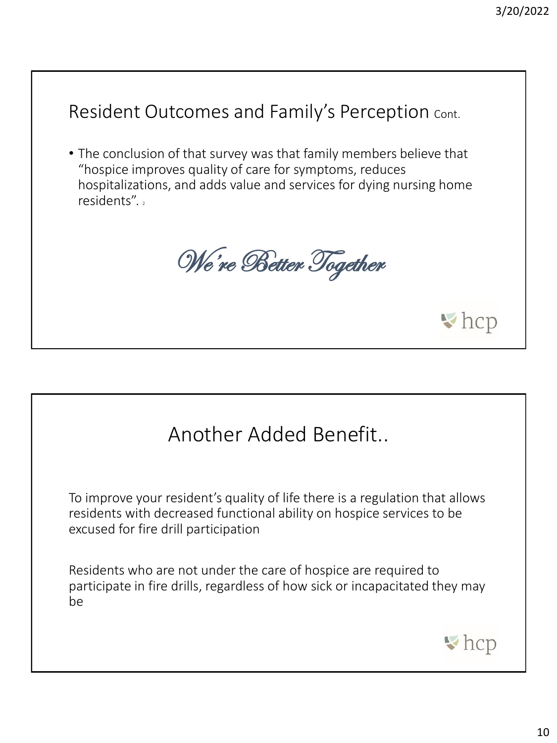## Resident Outcomes and Family's Perception Cont.

- The conclusion of that survey was that family members believe that "hospice improves quality of care for symptoms, reduces hospitalizations, and adds value and services for dying nursing home residents". [2]

*We're Better Together*

hcp

## Another Added Benefit..

To improve your resident's quality of life there is a regulation that allows residents with decreased functional ability on hospice services to be excused for fire drill participation

Residents who are not under the care of hospice are required to participate in fire drills, regardless of how sick or incapacitated they may be

hcp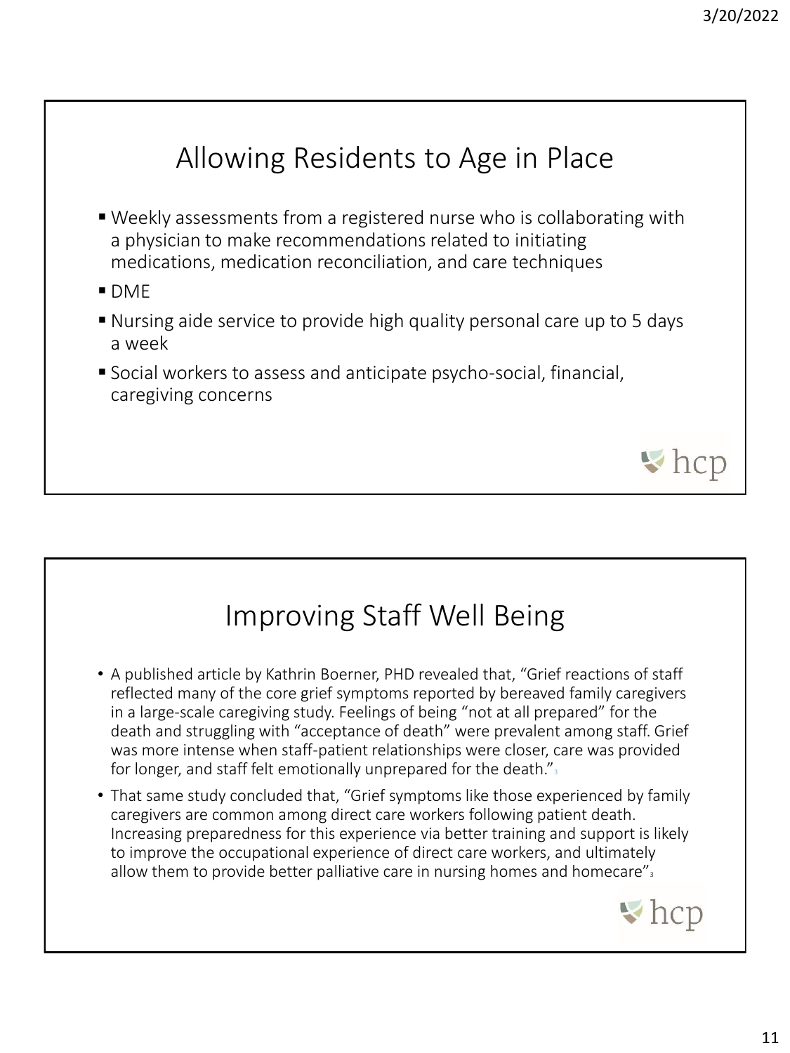## Allowing Residents to Age in Place

- Weekly assessments from a registered nurse who is collaborating with a physician to make recommendations related to initiating medications, medication reconciliation, and care techniques
- DME
- Nursing aide service to provide high quality personal care up to 5 days a week
- Social workers to assess and anticipate psycho-social, financial, caregiving concerns

## Improving Staff Well Being

- A published article by Kathrin Boerner, PHD revealed that, "Grief reactions of staff reflected many of the core grief symptoms reported by bereaved family caregivers in a large-scale caregiving study. Feelings of being "not at all prepared" for the death and struggling with "acceptance of death" were prevalent among staff. Grief was more intense when staff-patient relationships were closer, care was provided for longer, and staff felt emotionally unprepared for the death."[3]
- That same study concluded that, "Grief symptoms like those experienced by family caregivers are common among direct care workers following patient death. Increasing preparedness for this experience via better training and support is likely to improve the occupational experience of direct care workers, and ultimately allow them to provide better palliative care in nursing homes and homecare"[3]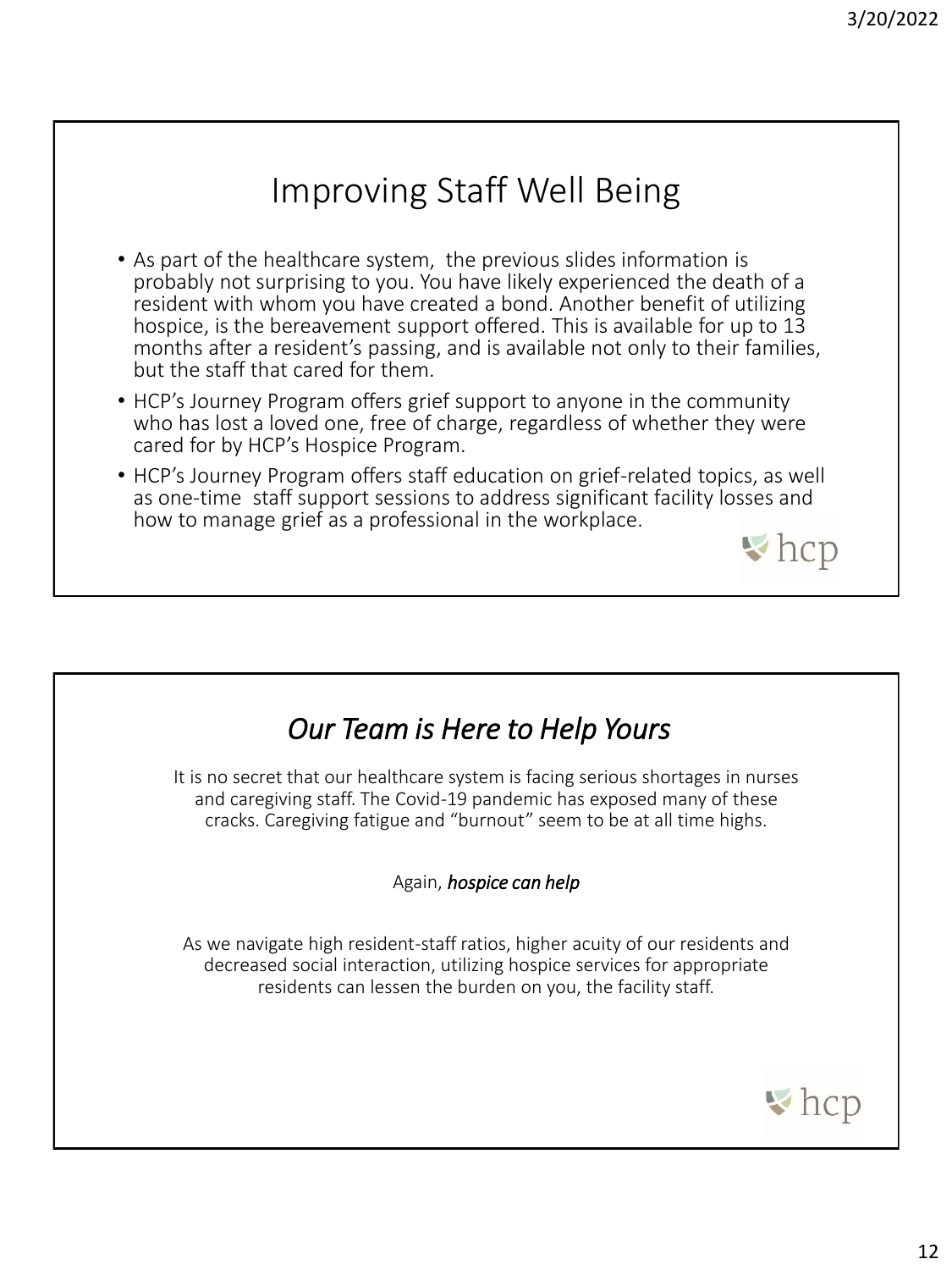# Improving Staff Well Being

- As part of the healthcare system, the previous slides information is probably not surprising to you. You have likely experienced the death of a resident with whom you have created a bond. Another benefit of utilizing hospice, is the bereavement support offered. This is available for up to 13 months after a resident's passing, and is available not only to their families, but the staff that cared for them.
- HCP's Journey Program offers grief support to anyone in the community who has lost a loved one, free of charge, regardless of whether they were cared for by HCP's Hospice Program.
- HCP's Journey Program offers staff education on grief-related topics, as well as one-time staff support sessions to address significant facility losses and how to manage grief as a professional in the workplace.

# *Our Team is Here to Help Yours*

It is no secret that our healthcare system is facing serious shortages in nurses and caregiving staff. The Covid-19 pandemic has exposed many of these cracks. Caregiving fatigue and "burnout" seem to be at all time highs.

Again, ***hospice can help***

As we navigate high resident-staff ratios, higher acuity of our residents and decreased social interaction, utilizing hospice services for appropriate residents can lessen the burden on you, the facility staff.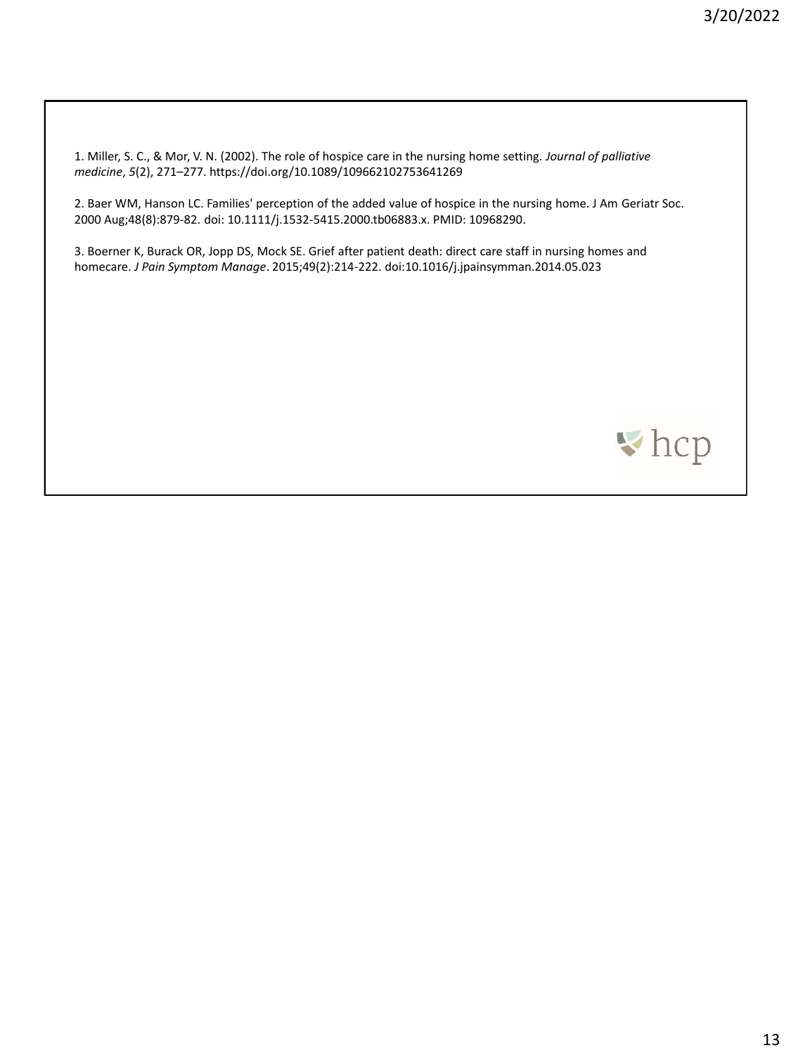1. Miller, S. C., & Mor, V. N. (2002). The role of hospice care in the nursing home setting. *Journal of palliative medicine*, *5*(2), 271–277. https://doi.org/10.1089/109662102753641269

2. Baer WM, Hanson LC. Families' perception of the added value of hospice in the nursing home. J Am Geriatr Soc. 2000 Aug;48(8):879-82. doi: 10.1111/j.1532-5415.2000.tb06883.x. PMID: 10968290.

3. Boerner K, Burack OR, Jopp DS, Mock SE. Grief after patient death: direct care staff in nursing homes and homecare. *J Pain Symptom Manage*. 2015;49(2):214-222. doi:10.1016/j.jpainsymman.2014.05.023

hcp